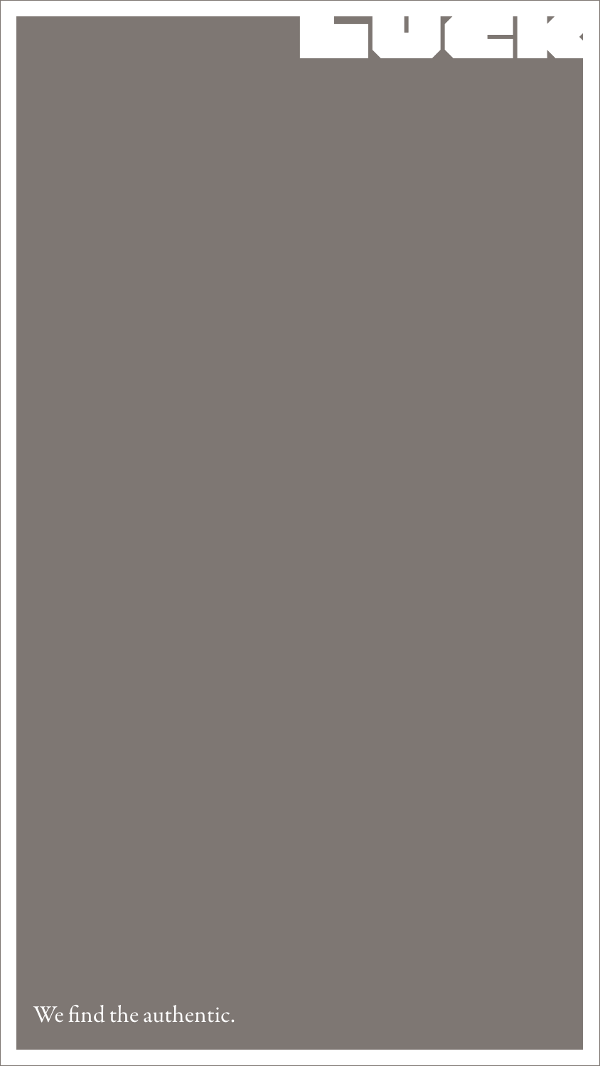We find the authentic.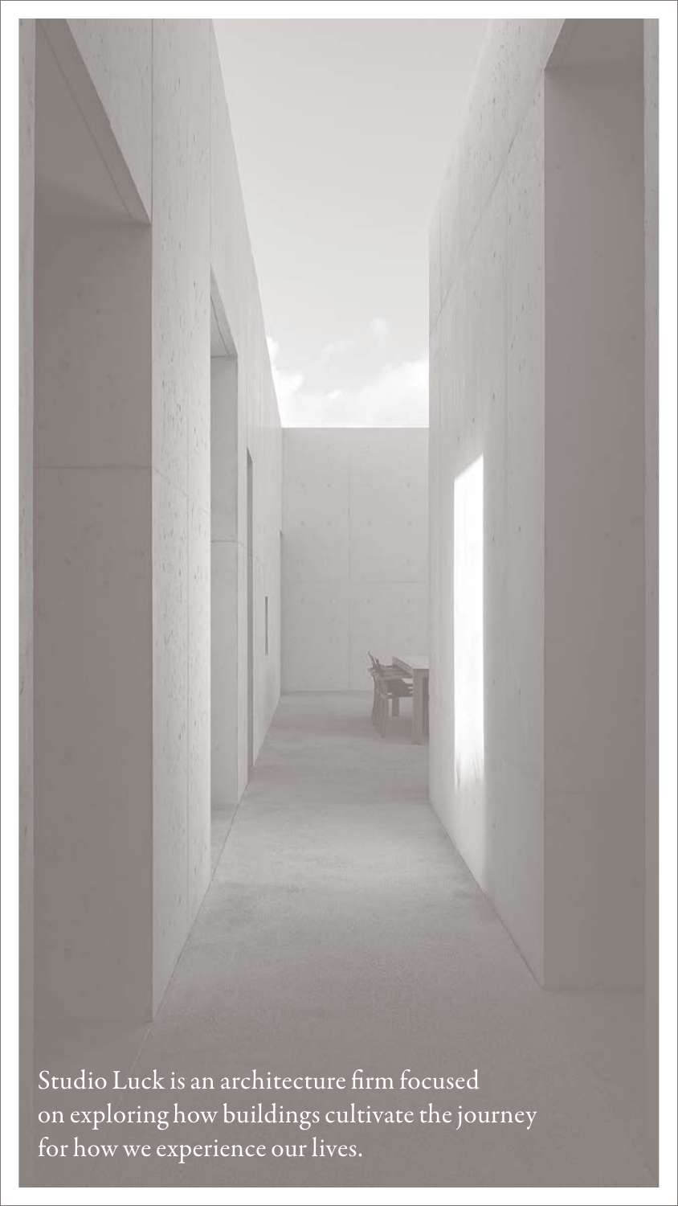Studio Luck is an architecture firm focused on exploring how buildings cultivate the journey for how we experience our lives.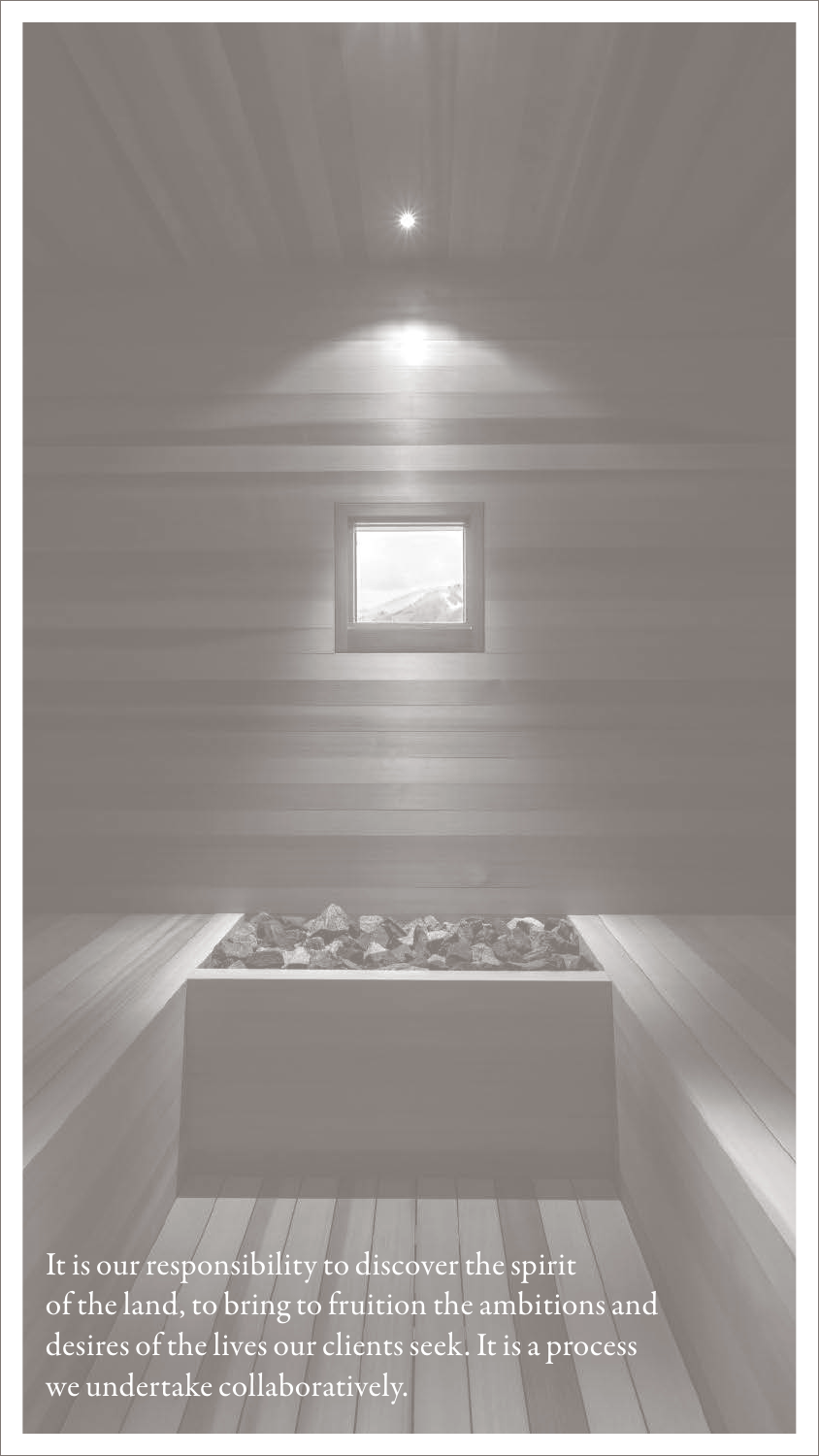It is our responsibility to discover the spirit of the land, to bring to fruition the ambitions and desires of the lives our clients seek. It is a process we undertake collaboratively.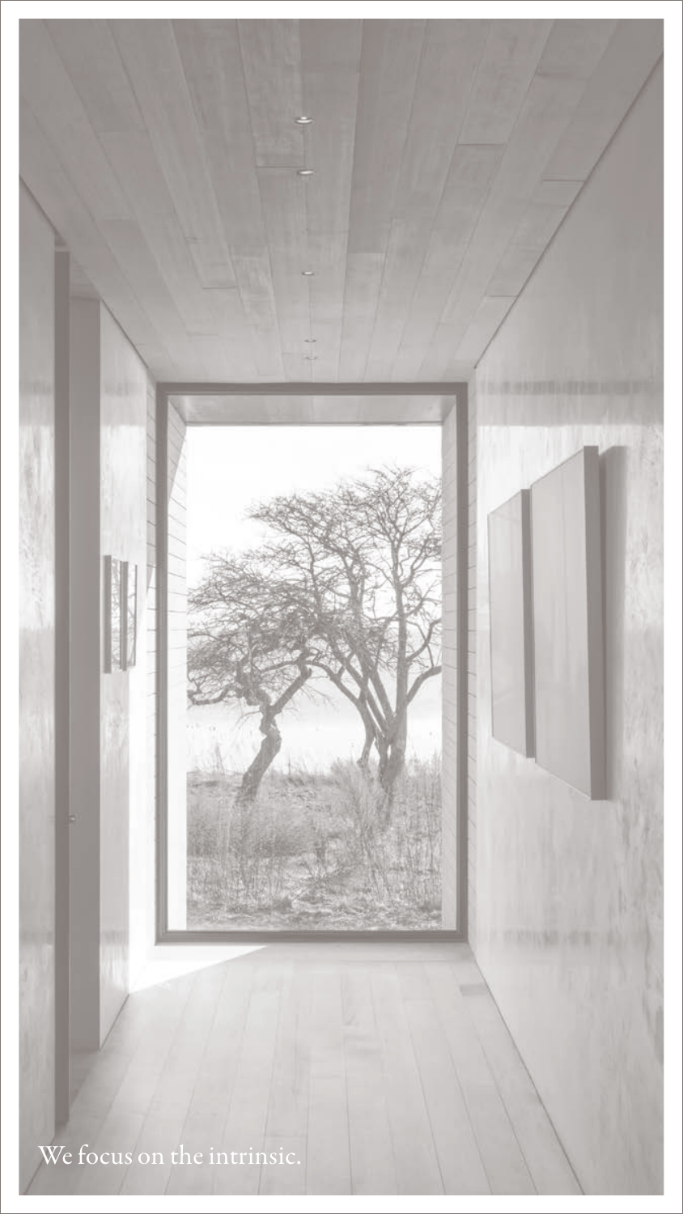We focus on the intrinsic.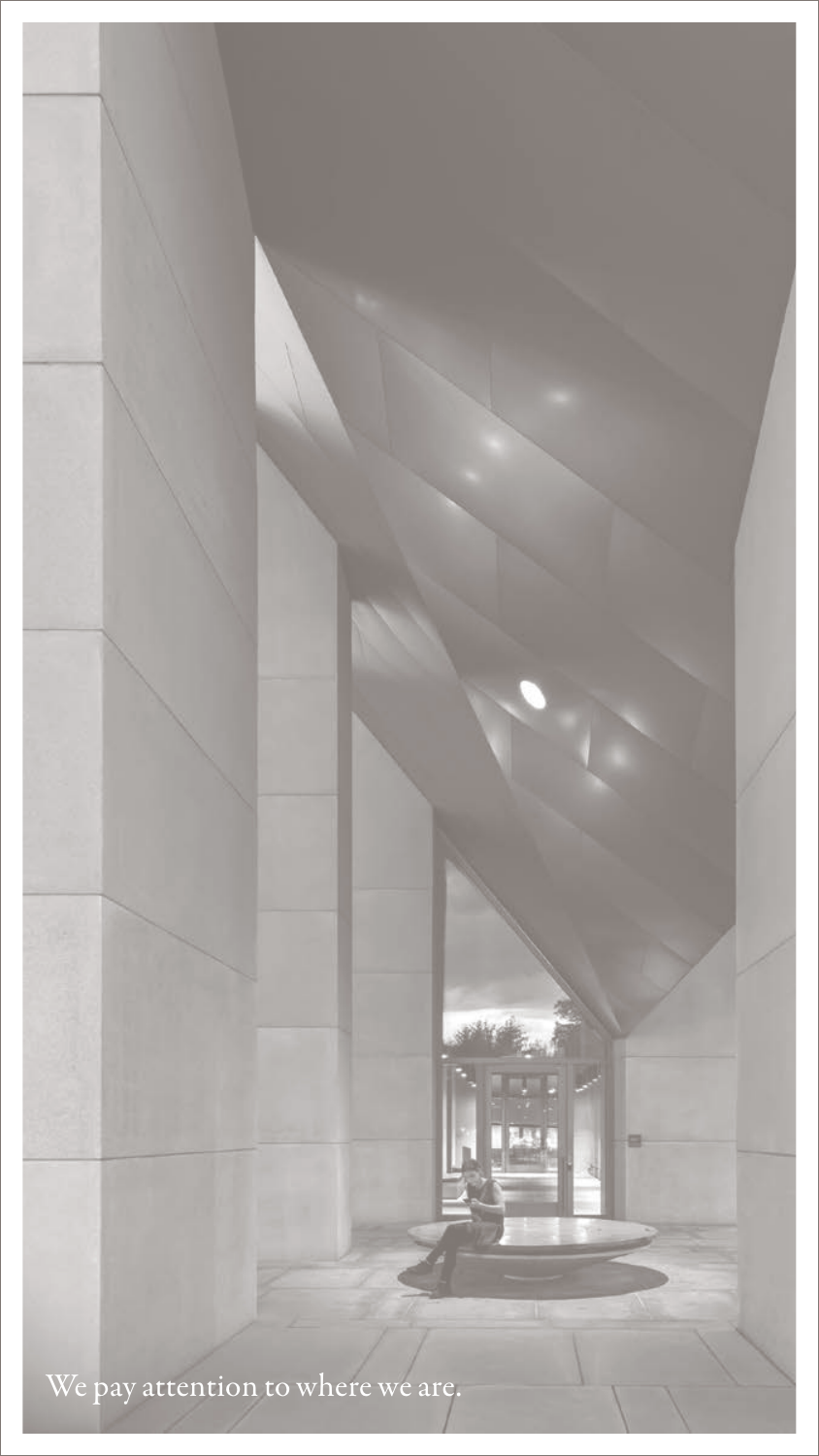We pay attention to where we are.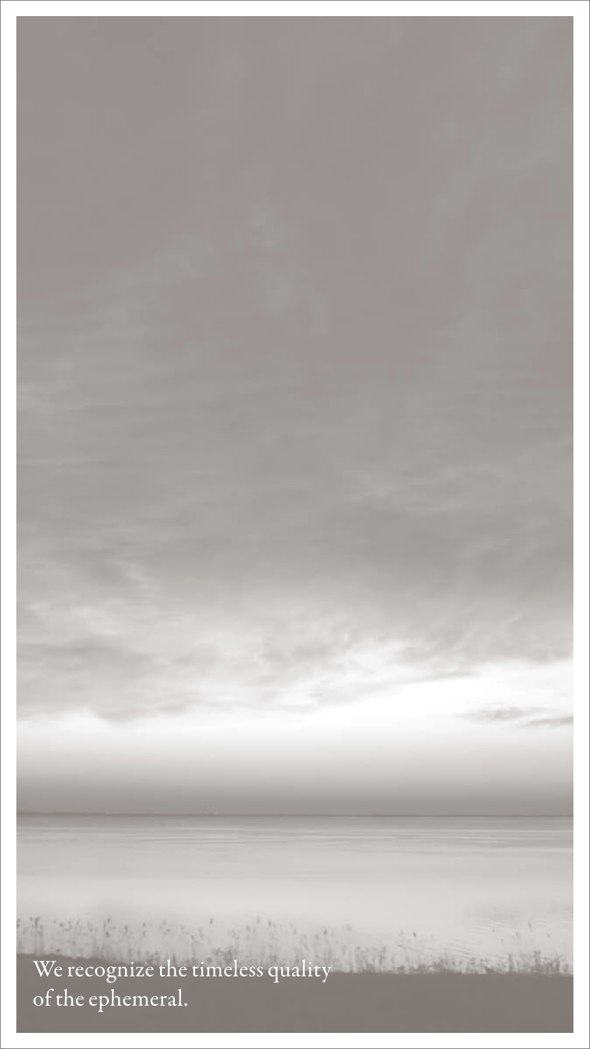We recognize the timeless quality
of the ephemeral.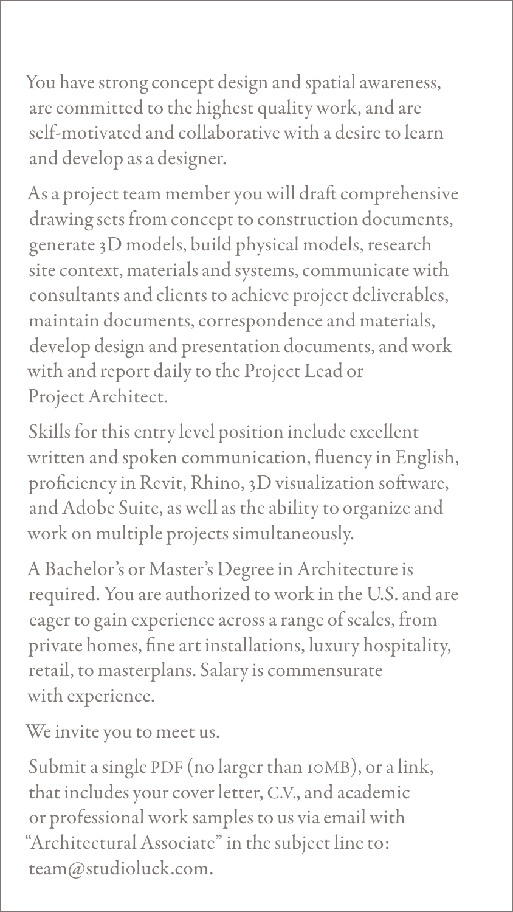You have strong concept design and spatial awareness, are committed to the highest quality work, and are self-motivated and collaborative with a desire to learn and develop as a designer.

As a project team member you will draft comprehensive drawing sets from concept to construction documents, generate 3D models, build physical models, research site context, materials and systems, communicate with consultants and clients to achieve project deliverables, maintain documents, correspondence and materials, develop design and presentation documents, and work with and report daily to the Project Lead or Project Architect.

Skills for this entry level position include excellent written and spoken communication, fluency in English, proficiency in Revit, Rhino, 3D visualization software, and Adobe Suite, as well as the ability to organize and work on multiple projects simultaneously.

A Bachelor's or Master's Degree in Architecture is required. You are authorized to work in the U.S. and are eager to gain experience across a range of scales, from private homes, fine art installations, luxury hospitality, retail, to masterplans. Salary is commensurate with experience.

We invite you to meet us.

Submit a single PDF (no larger than 10MB), or a link, that includes your cover letter, C.V., and academic or professional work samples to us via email with "Architectural Associate" in the subject line to: team@studioluck.com.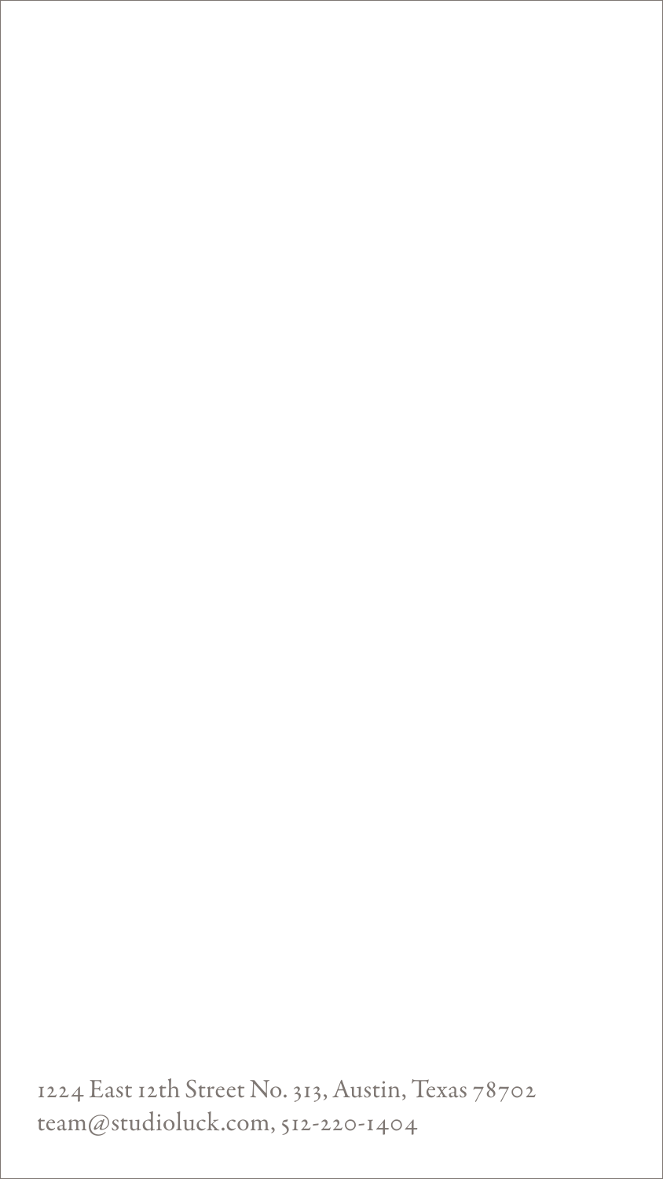1224 East 12th Street No. 313, Austin, Texas 78702
team@studioluck.com, 512-220-1404